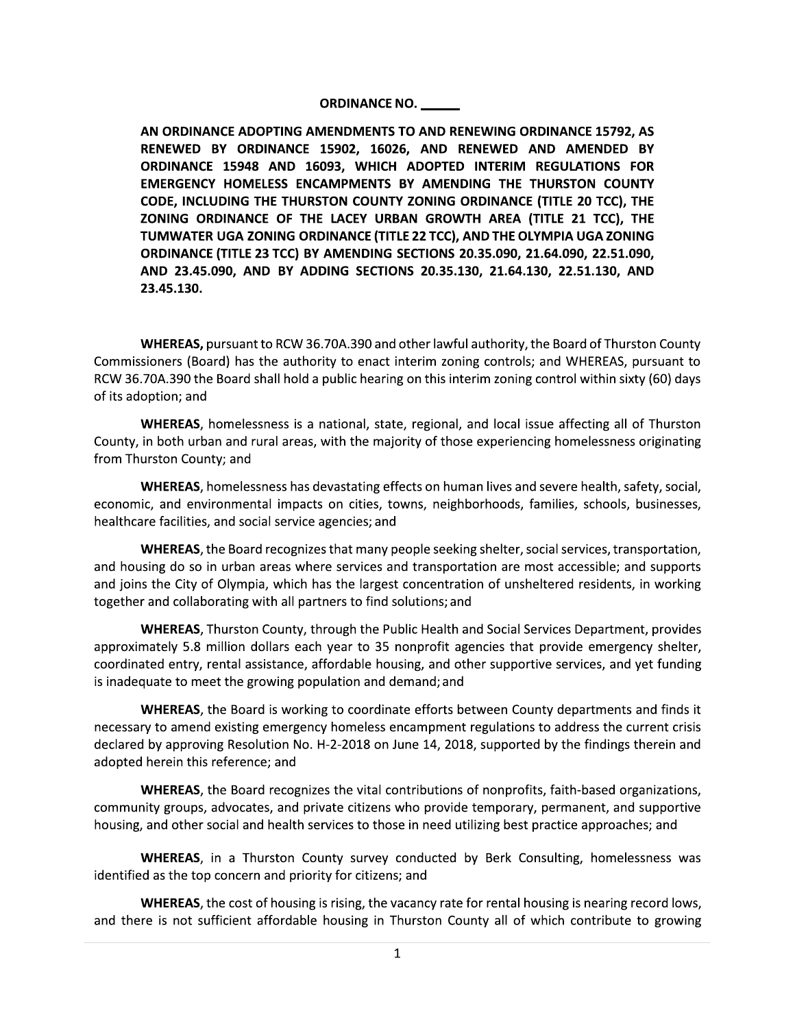**ORDINANCE NO. \_\_\_\_\_\_**

**AN ORDINANCE ADOPTING AMENDMENTS TO AND RENEWING ORDINANCE 15792, AS RENEWED BY ORDINANCE 15902, 16026, AND RENEWED AND AMENDED BY ORDINANCE 15948 AND 16093, WHICH ADOPTED INTERIM REGULATIONS FOR EMERGENCY HOMELESS ENCAMPMENTS BY AMENDING THE THURSTON COUNTY CODE, INCLUDING THE THURSTON COUNTY ZONING ORDINANCE (TITLE 20 TCC), THE ZONING ORDINANCE OF THE LACEY URBAN GROWTH AREA (TITLE 21 TCC), THE TUMWATER UGA ZONING ORDINANCE (TITLE 22 TCC), AND THE OLYMPIA UGA ZONING ORDINANCE (TITLE 23 TCC) BY AMENDING SECTIONS 20.35.090, 21.64.090, 22.51.090, AND 23.45.090, AND BY ADDING SECTIONS 20.35.130, 21.64.130, 22.51.130, AND 23.45.130.**

**WHEREAS,** pursuant to RCW 36.70A.390 and other lawful authority, the Board of Thurston County Commissioners (Board) has the authority to enact interim zoning controls; and WHEREAS, pursuant to RCW 36.70A.390 the Board shall hold a public hearing on this interim zoning control within sixty (60) days of its adoption; and

**WHEREAS**, homelessness is a national, state, regional, and local issue affecting all of Thurston County, in both urban and rural areas, with the majority of those experiencing homelessness originating from Thurston County; and

**WHEREAS**, homelessness has devastating effects on human lives and severe health, safety, social, economic, and environmental impacts on cities, towns, neighborhoods, families, schools, businesses, healthcare facilities, and social service agencies; and

**WHEREAS**, the Board recognizes that many people seeking shelter, social services, transportation, and housing do so in urban areas where services and transportation are most accessible; and supports and joins the City of Olympia, which has the largest concentration of unsheltered residents, in working together and collaborating with all partners to find solutions; and

**WHEREAS**, Thurston County, through the Public Health and Social Services Department, provides approximately 5.8 million dollars each year to 35 nonprofit agencies that provide emergency shelter, coordinated entry, rental assistance, affordable housing, and other supportive services, and yet funding is inadequate to meet the growing population and demand; and

**WHEREAS**, the Board is working to coordinate efforts between County departments and finds it necessary to amend existing emergency homeless encampment regulations to address the current crisis declared by approving Resolution No. H-2-2018 on June 14, 2018, supported by the findings therein and adopted herein this reference; and

**WHEREAS**, the Board recognizes the vital contributions of nonprofits, faith-based organizations, community groups, advocates, and private citizens who provide temporary, permanent, and supportive housing, and other social and health services to those in need utilizing best practice approaches; and

**WHEREAS**, in a Thurston County survey conducted by Berk Consulting, homelessness was identified as the top concern and priority for citizens; and

**WHEREAS**, the cost of housing is rising, the vacancy rate for rental housing is nearing record lows, and there is not sufficient affordable housing in Thurston County all of which contribute to growing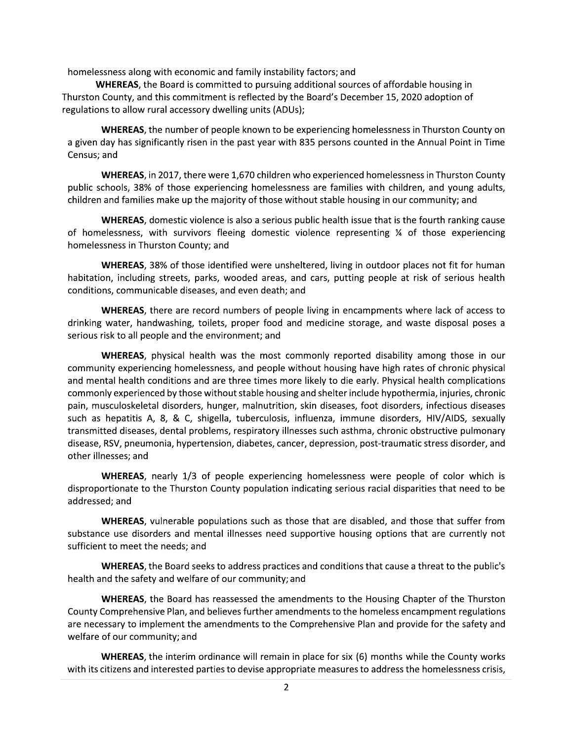homelessness along with economic and family instability factors; and

**WHEREAS**, the Board is committed to pursuing additional sources of affordable housing in Thurston County, and this commitment is reflected by the Board's December 15, 2020 adoption of regulations to allow rural accessory dwelling units (ADUs);

**WHEREAS**, the number of people known to be experiencing homelessness in Thurston County on a given day has significantly risen in the past year with 835 persons counted in the Annual Point in Time Census; and

**WHEREAS**, in 2017, there were 1,670 children who experienced homelessness in Thurston County public schools, 38% of those experiencing homelessness are families with children, and young adults, children and families make up the majority of those without stable housing in our community; and

**WHEREAS**, domestic violence is also a serious public health issue that is the fourth ranking cause of homelessness, with survivors fleeing domestic violence representing ¼ of those experiencing homelessness in Thurston County; and

**WHEREAS**, 38% of those identified were unsheltered, living in outdoor places not fit for human habitation, including streets, parks, wooded areas, and cars, putting people at risk of serious health conditions, communicable diseases, and even death; and

**WHEREAS**, there are record numbers of people living in encampments where lack of access to drinking water, handwashing, toilets, proper food and medicine storage, and waste disposal poses a serious risk to all people and the environment; and

**WHEREAS**, physical health was the most commonly reported disability among those in our community experiencing homelessness, and people without housing have high rates of chronic physical and mental health conditions and are three times more likely to die early. Physical health complications commonly experienced by those without stable housing and shelter include hypothermia, injuries, chronic pain, musculoskeletal disorders, hunger, malnutrition, skin diseases, foot disorders, infectious diseases such as hepatitis A, 8, & C, shigella, tuberculosis, influenza, immune disorders, HIV/AIDS, sexually transmitted diseases, dental problems, respiratory illnesses such asthma, chronic obstructive pulmonary disease, RSV, pneumonia, hypertension, diabetes, cancer, depression, post-traumatic stress disorder, and other illnesses; and

**WHEREAS**, nearly 1/3 of people experiencing homelessness were people of color which is disproportionate to the Thurston County population indicating serious racial disparities that need to be addressed; and

**WHEREAS**, vulnerable populations such as those that are disabled, and those that suffer from substance use disorders and mental illnesses need supportive housing options that are currently not sufficient to meet the needs; and

**WHEREAS**, the Board seeks to address practices and conditions that cause a threat to the public's health and the safety and welfare of our community; and

**WHEREAS**, the Board has reassessed the amendments to the Housing Chapter of the Thurston County Comprehensive Plan, and believes further amendments to the homeless encampment regulations are necessary to implement the amendments to the Comprehensive Plan and provide for the safety and welfare of our community; and

**WHEREAS**, the interim ordinance will remain in place for six (6) months while the County works with its citizens and interested parties to devise appropriate measures to address the homelessness crisis,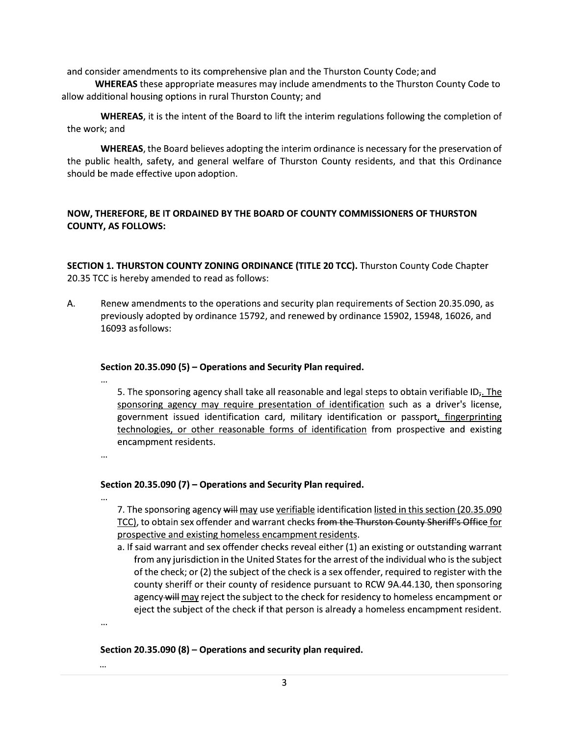and consider amendments to its comprehensive plan and the Thurston County Code; and

**WHEREAS** these appropriate measures may include amendments to the Thurston County Code to allow additional housing options in rural Thurston County; and

**WHEREAS**, it is the intent of the Board to lift the interim regulations following the completion of the work; and

**WHEREAS**, the Board believes adopting the interim ordinance is necessary for the preservation of the public health, safety, and general welfare of Thurston County residents, and that this Ordinance should be made effective upon adoption.

**NOW, THEREFORE, BE IT ORDAINED BY THE BOARD OF COUNTY COMMISSIONERS OF THURSTON COUNTY, AS FOLLOWS:**

**SECTION 1. THURSTON COUNTY ZONING ORDINANCE (TITLE 20 TCC).** Thurston County Code Chapter 20.35 TCC is hereby amended to read as follows:

A. Renew amendments to the operations and security plan requirements of Section 20.35.090, as previously adopted by ordinance 15792, and renewed by ordinance 15902, 15948, 16026, and 16093 as follows:

**Section 20.35.090 (5) – Operations and Security Plan required.**

...

5. The sponsoring agency shall take all reasonable and legal steps to obtain verifiable ID~~,~~<u>. The sponsoring agency may require presentation of identification</u> such as a driver's license, government issued identification card, military identification or passport<u>, fingerprinting technologies, or other reasonable forms of identification</u> from prospective and existing encampment residents.

...

**Section 20.35.090 (7) – Operations and Security Plan required.**

...

7. The sponsoring agency ~~will~~ <u>may</u> use <u>verifiable</u> identification <u>listed in this section (20.35.090 TCC)</u>, to obtain sex offender and warrant checks ~~from the Thurston County Sheriff's Office~~ <u>for prospective and existing homeless encampment residents</u>.

a. If said warrant and sex offender checks reveal either (1) an existing or outstanding warrant from any jurisdiction in the United States for the arrest of the individual who is the subject of the check; or (2) the subject of the check is a sex offender, required to register with the county sheriff or their county of residence pursuant to RCW 9A.44.130, then sponsoring agency ~~will~~ <u>may</u> reject the subject to the check for residency to homeless encampment or eject the subject of the check if that person is already a homeless encampment resident.

...

**Section 20.35.090 (8) – Operations and security plan required.**

...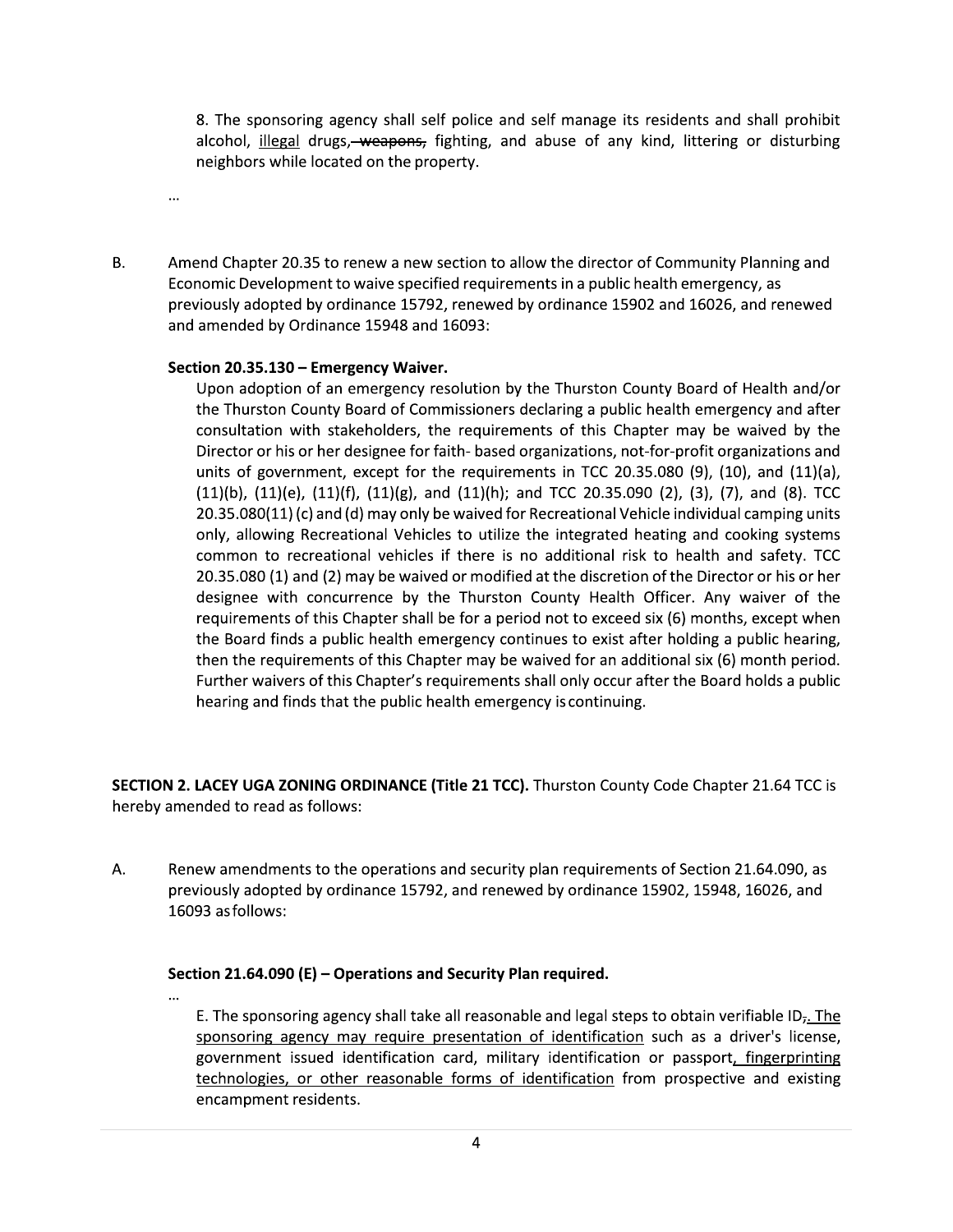8. The sponsoring agency shall self police and self manage its residents and shall prohibit alcohol, <u>illegal</u> drugs, ~~weapons,~~ fighting, and abuse of any kind, littering or disturbing neighbors while located on the property.

...

B. Amend Chapter 20.35 to renew a new section to allow the director of Community Planning and Economic Development to waive specified requirements in a public health emergency, as previously adopted by ordinance 15792, renewed by ordinance 15902 and 16026, and renewed and amended by Ordinance 15948 and 16093:

**Section 20.35.130 – Emergency Waiver.**

Upon adoption of an emergency resolution by the Thurston County Board of Health and/or the Thurston County Board of Commissioners declaring a public health emergency and after consultation with stakeholders, the requirements of this Chapter may be waived by the Director or his or her designee for faith- based organizations, not-for-profit organizations and units of government, except for the requirements in TCC 20.35.080 (9), (10), and (11)(a), (11)(b), (11)(e), (11)(f), (11)(g), and (11)(h); and TCC 20.35.090 (2), (3), (7), and (8). TCC 20.35.080(11) (c) and (d) may only be waived for Recreational Vehicle individual camping units only, allowing Recreational Vehicles to utilize the integrated heating and cooking systems common to recreational vehicles if there is no additional risk to health and safety. TCC 20.35.080 (1) and (2) may be waived or modified at the discretion of the Director or his or her designee with concurrence by the Thurston County Health Officer. Any waiver of the requirements of this Chapter shall be for a period not to exceed six (6) months, except when the Board finds a public health emergency continues to exist after holding a public hearing, then the requirements of this Chapter may be waived for an additional six (6) month period. Further waivers of this Chapter's requirements shall only occur after the Board holds a public hearing and finds that the public health emergency is continuing.

**SECTION 2. LACEY UGA ZONING ORDINANCE (Title 21 TCC).** Thurston County Code Chapter 21.64 TCC is hereby amended to read as follows:

A. Renew amendments to the operations and security plan requirements of Section 21.64.090, as previously adopted by ordinance 15792, and renewed by ordinance 15902, 15948, 16026, and 16093 as follows:

**Section 21.64.090 (E) – Operations and Security Plan required.**

...

E. The sponsoring agency shall take all reasonable and legal steps to obtain verifiable ID~~,~~<u>. The sponsoring agency may require presentation of identification</u> such as a driver's license, government issued identification card, military identification or passport<u>, fingerprinting technologies, or other reasonable forms of identification</u> from prospective and existing encampment residents.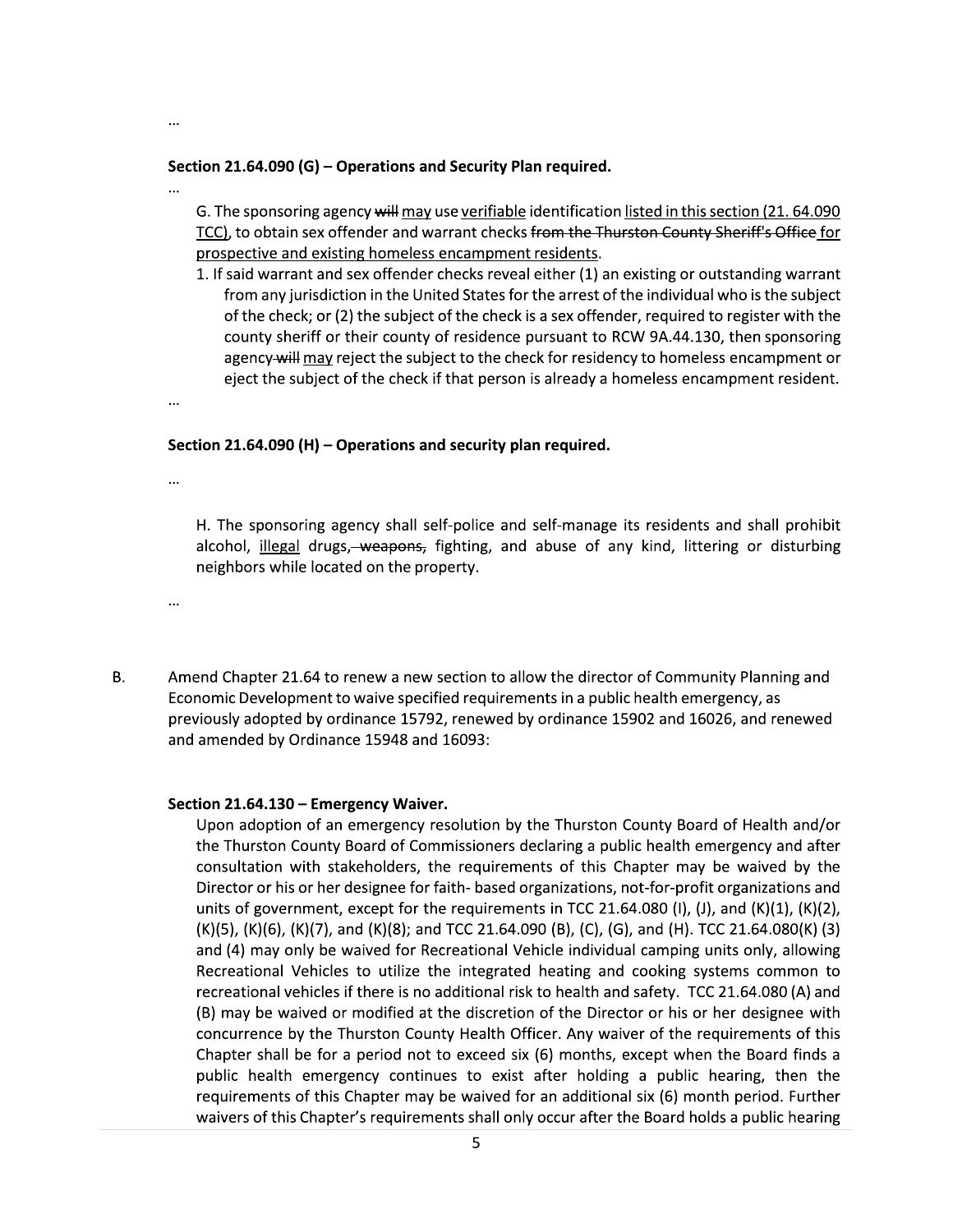…

**Section 21.64.090 (G) – Operations and Security Plan required.**

…

G. The sponsoring agency ~~will~~ <u>may</u> use <u>verifiable</u> identification <u>listed in this section (21. 64.090 TCC)</u>, to obtain sex offender and warrant checks ~~from the Thurston County Sheriff's Office~~ <u>for prospective and existing homeless encampment residents</u>.

1. If said warrant and sex offender checks reveal either (1) an existing or outstanding warrant from any jurisdiction in the United States for the arrest of the individual who is the subject of the check; or (2) the subject of the check is a sex offender, required to register with the county sheriff or their county of residence pursuant to RCW 9A.44.130, then sponsoring agency ~~will~~ <u>may</u> reject the subject to the check for residency to homeless encampment or eject the subject of the check if that person is already a homeless encampment resident.

…

**Section 21.64.090 (H) – Operations and security plan required.**

…

H. The sponsoring agency shall self-police and self-manage its residents and shall prohibit alcohol, <u>illegal</u> drugs, ~~weapons,~~ fighting, and abuse of any kind, littering or disturbing neighbors while located on the property.

…

B. Amend Chapter 21.64 to renew a new section to allow the director of Community Planning and Economic Development to waive specified requirements in a public health emergency, as previously adopted by ordinance 15792, renewed by ordinance 15902 and 16026, and renewed and amended by Ordinance 15948 and 16093:

**Section 21.64.130 – Emergency Waiver.**

Upon adoption of an emergency resolution by the Thurston County Board of Health and/or the Thurston County Board of Commissioners declaring a public health emergency and after consultation with stakeholders, the requirements of this Chapter may be waived by the Director or his or her designee for faith- based organizations, not-for-profit organizations and units of government, except for the requirements in TCC 21.64.080 (I), (J), and (K)(1), (K)(2), (K)(5), (K)(6), (K)(7), and (K)(8); and TCC 21.64.090 (B), (C), (G), and (H). TCC 21.64.080(K) (3) and (4) may only be waived for Recreational Vehicle individual camping units only, allowing Recreational Vehicles to utilize the integrated heating and cooking systems common to recreational vehicles if there is no additional risk to health and safety. TCC 21.64.080 (A) and (B) may be waived or modified at the discretion of the Director or his or her designee with concurrence by the Thurston County Health Officer. Any waiver of the requirements of this Chapter shall be for a period not to exceed six (6) months, except when the Board finds a public health emergency continues to exist after holding a public hearing, then the requirements of this Chapter may be waived for an additional six (6) month period. Further waivers of this Chapter's requirements shall only occur after the Board holds a public hearing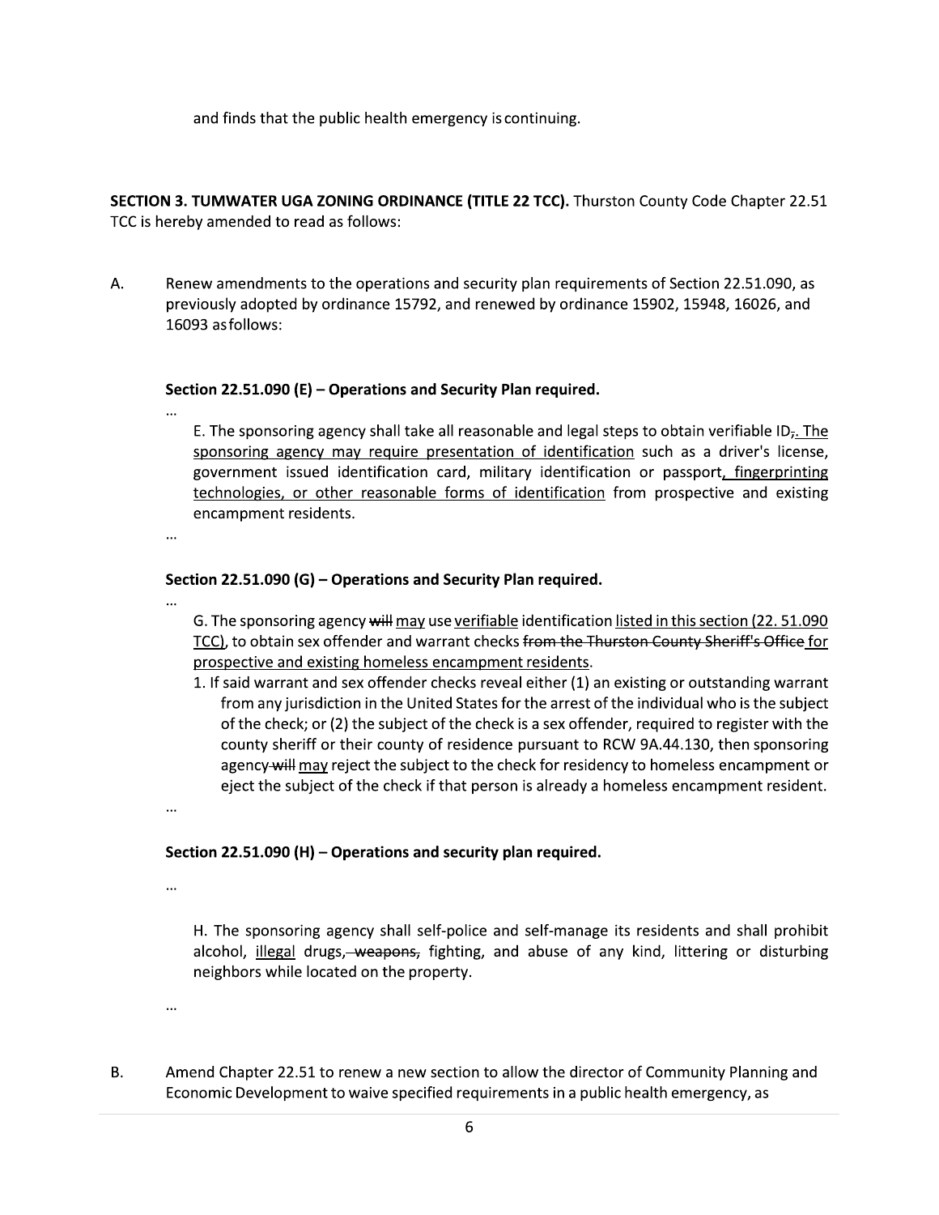and finds that the public health emergency is continuing.

**SECTION 3. TUMWATER UGA ZONING ORDINANCE (TITLE 22 TCC).** Thurston County Code Chapter 22.51 TCC is hereby amended to read as follows:

A. Renew amendments to the operations and security plan requirements of Section 22.51.090, as previously adopted by ordinance 15792, and renewed by ordinance 15902, 15948, 16026, and 16093 as follows:

**Section 22.51.090 (E) – Operations and Security Plan required.**

...

E. The sponsoring agency shall take all reasonable and legal steps to obtain verifiable ID~~,~~. The sponsoring agency may require presentation of identification such as a driver's license, government issued identification card, military identification or passport, fingerprinting technologies, or other reasonable forms of identification from prospective and existing encampment residents.

...

**Section 22.51.090 (G) – Operations and Security Plan required.**

...

G. The sponsoring agency ~~will~~ may use verifiable identification listed in this section (22. 51.090 TCC), to obtain sex offender and warrant checks ~~from the Thurston County Sheriff's Office~~ for prospective and existing homeless encampment residents.

1. If said warrant and sex offender checks reveal either (1) an existing or outstanding warrant from any jurisdiction in the United States for the arrest of the individual who is the subject of the check; or (2) the subject of the check is a sex offender, required to register with the county sheriff or their county of residence pursuant to RCW 9A.44.130, then sponsoring agency ~~will~~ may reject the subject to the check for residency to homeless encampment or eject the subject of the check if that person is already a homeless encampment resident.

...

**Section 22.51.090 (H) – Operations and security plan required.**

...

H. The sponsoring agency shall self-police and self-manage its residents and shall prohibit alcohol, illegal drugs, ~~weapons,~~ fighting, and abuse of any kind, littering or disturbing neighbors while located on the property.

...

B. Amend Chapter 22.51 to renew a new section to allow the director of Community Planning and Economic Development to waive specified requirements in a public health emergency, as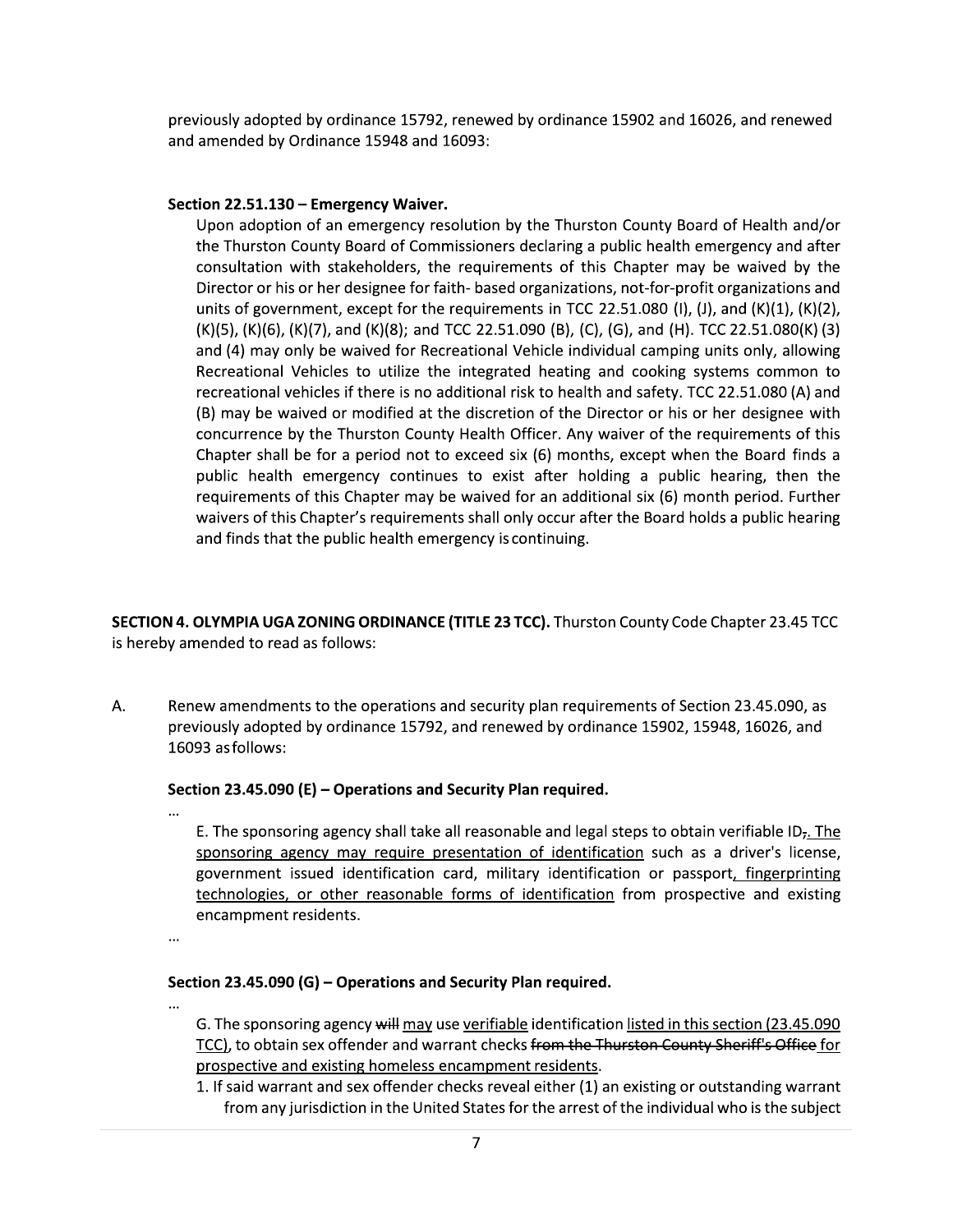previously adopted by ordinance 15792, renewed by ordinance 15902 and 16026, and renewed and amended by Ordinance 15948 and 16093:

**Section 22.51.130 – Emergency Waiver.**

Upon adoption of an emergency resolution by the Thurston County Board of Health and/or the Thurston County Board of Commissioners declaring a public health emergency and after consultation with stakeholders, the requirements of this Chapter may be waived by the Director or his or her designee for faith- based organizations, not-for-profit organizations and units of government, except for the requirements in TCC 22.51.080 (I), (J), and (K)(1), (K)(2), (K)(5), (K)(6), (K)(7), and (K)(8); and TCC 22.51.090 (B), (C), (G), and (H). TCC 22.51.080(K) (3) and (4) may only be waived for Recreational Vehicle individual camping units only, allowing Recreational Vehicles to utilize the integrated heating and cooking systems common to recreational vehicles if there is no additional risk to health and safety. TCC 22.51.080 (A) and (B) may be waived or modified at the discretion of the Director or his or her designee with concurrence by the Thurston County Health Officer. Any waiver of the requirements of this Chapter shall be for a period not to exceed six (6) months, except when the Board finds a public health emergency continues to exist after holding a public hearing, then the requirements of this Chapter may be waived for an additional six (6) month period. Further waivers of this Chapter's requirements shall only occur after the Board holds a public hearing and finds that the public health emergency is continuing.

**SECTION 4. OLYMPIA UGA ZONING ORDINANCE (TITLE 23 TCC).** Thurston County Code Chapter 23.45 TCC is hereby amended to read as follows:

A. Renew amendments to the operations and security plan requirements of Section 23.45.090, as previously adopted by ordinance 15792, and renewed by ordinance 15902, 15948, 16026, and 16093 as follows:

**Section 23.45.090 (E) – Operations and Security Plan required.**

...

E. The sponsoring agency shall take all reasonable and legal steps to obtain verifiable ID~~,~~. The sponsoring agency may require presentation of identification such as a driver's license, government issued identification card, military identification or passport, fingerprinting technologies, or other reasonable forms of identification from prospective and existing encampment residents.

...

**Section 23.45.090 (G) – Operations and Security Plan required.**

...

G. The sponsoring agency ~~will~~ may use verifiable identification listed in this section (23.45.090 TCC), to obtain sex offender and warrant checks ~~from the Thurston County Sheriff's Office~~ for prospective and existing homeless encampment residents.

1. If said warrant and sex offender checks reveal either (1) an existing or outstanding warrant from any jurisdiction in the United States for the arrest of the individual who is the subject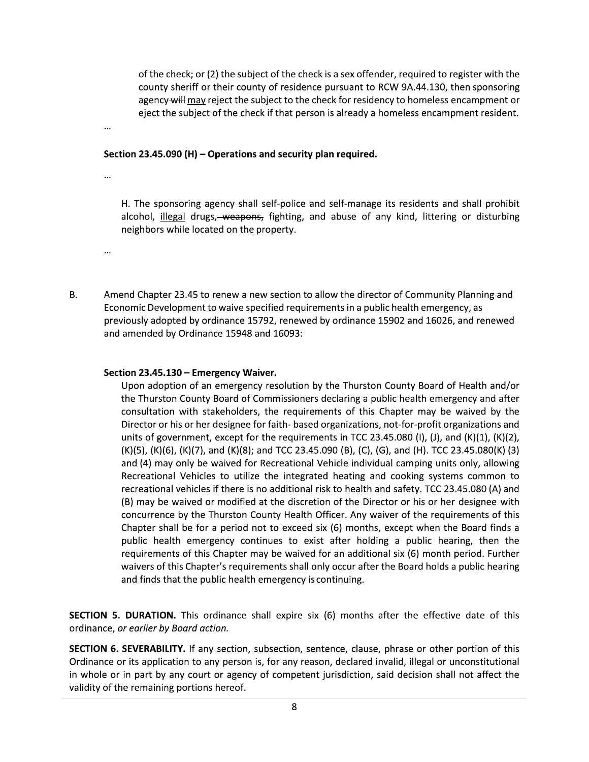of the check; or (2) the subject of the check is a sex offender, required to register with the county sheriff or their county of residence pursuant to RCW 9A.44.130, then sponsoring agency ~~will~~ <u>may</u> reject the subject to the check for residency to homeless encampment or eject the subject of the check if that person is already a homeless encampment resident.

…

**Section 23.45.090 (H) – Operations and security plan required.**

…

H. The sponsoring agency shall self-police and self-manage its residents and shall prohibit alcohol, <u>illegal</u> drugs, ~~weapons,~~ fighting, and abuse of any kind, littering or disturbing neighbors while located on the property.

…

B. Amend Chapter 23.45 to renew a new section to allow the director of Community Planning and Economic Development to waive specified requirements in a public health emergency, as previously adopted by ordinance 15792, renewed by ordinance 15902 and 16026, and renewed and amended by Ordinance 15948 and 16093:

**Section 23.45.130 – Emergency Waiver.**

Upon adoption of an emergency resolution by the Thurston County Board of Health and/or the Thurston County Board of Commissioners declaring a public health emergency and after consultation with stakeholders, the requirements of this Chapter may be waived by the Director or his or her designee for faith- based organizations, not-for-profit organizations and units of government, except for the requirements in TCC 23.45.080 (I), (J), and (K)(1), (K)(2), (K)(5), (K)(6), (K)(7), and (K)(8); and TCC 23.45.090 (B), (C), (G), and (H). TCC 23.45.080(K) (3) and (4) may only be waived for Recreational Vehicle individual camping units only, allowing Recreational Vehicles to utilize the integrated heating and cooking systems common to recreational vehicles if there is no additional risk to health and safety. TCC 23.45.080 (A) and (B) may be waived or modified at the discretion of the Director or his or her designee with concurrence by the Thurston County Health Officer. Any waiver of the requirements of this Chapter shall be for a period not to exceed six (6) months, except when the Board finds a public health emergency continues to exist after holding a public hearing, then the requirements of this Chapter may be waived for an additional six (6) month period. Further waivers of this Chapter's requirements shall only occur after the Board holds a public hearing and finds that the public health emergency is continuing.

**SECTION 5. DURATION.** This ordinance shall expire six (6) months after the effective date of this ordinance, *or earlier by Board action.*

**SECTION 6. SEVERABILITY.** If any section, subsection, sentence, clause, phrase or other portion of this Ordinance or its application to any person is, for any reason, declared invalid, illegal or unconstitutional in whole or in part by any court or agency of competent jurisdiction, said decision shall not affect the validity of the remaining portions hereof.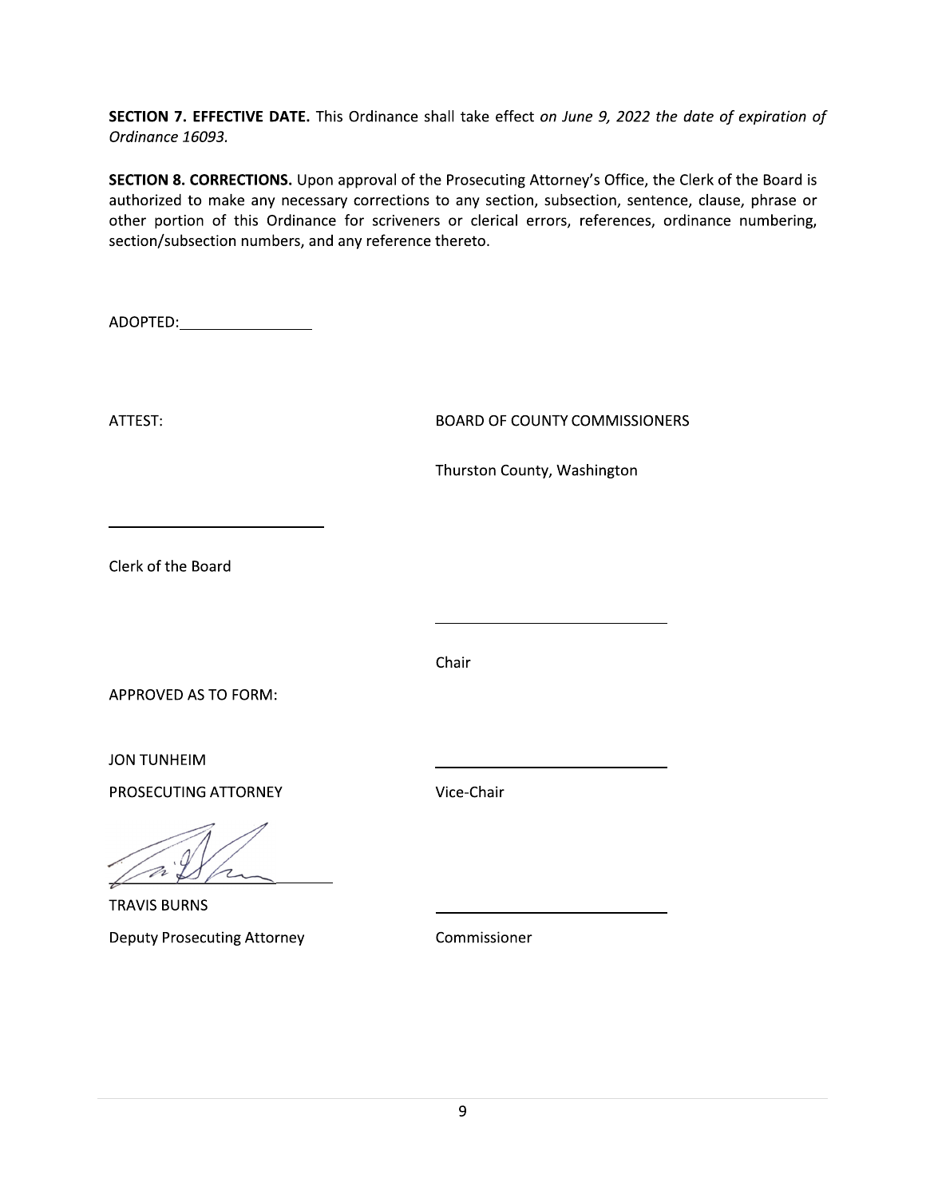**SECTION 7. EFFECTIVE DATE.** This Ordinance shall take effect *on June 9, 2022 the date of expiration of Ordinance 16093.*

**SECTION 8. CORRECTIONS.** Upon approval of the Prosecuting Attorney's Office, the Clerk of the Board is authorized to make any necessary corrections to any section, subsection, sentence, clause, phrase or other portion of this Ordinance for scriveners or clerical errors, references, ordinance numbering, section/subsection numbers, and any reference thereto.

ADOPTED: ________________

ATTEST:

\_\_\_\_\_\_\_\_\_\_\_\_\_\_\_\_\_\_\_\_\_\_\_\_\_\_\_

Clerk of the Board

APPROVED AS TO FORM:

JON TUNHEIM

PROSECUTING ATTORNEY

\_\_\_\_\_\_\_\_\_\_\_\_\_\_\_\_\_\_\_\_\_\_\_\_\_\_\_

TRAVIS BURNS

Deputy Prosecuting Attorney

BOARD OF COUNTY COMMISSIONERS

Thurston County, Washington

\_\_\_\_\_\_\_\_\_\_\_\_\_\_\_\_\_\_\_\_\_\_\_\_\_\_\_

Chair

\_\_\_\_\_\_\_\_\_\_\_\_\_\_\_\_\_\_\_\_\_\_\_\_\_\_\_

Vice-Chair

\_\_\_\_\_\_\_\_\_\_\_\_\_\_\_\_\_\_\_\_\_\_\_\_\_\_\_

Commissioner